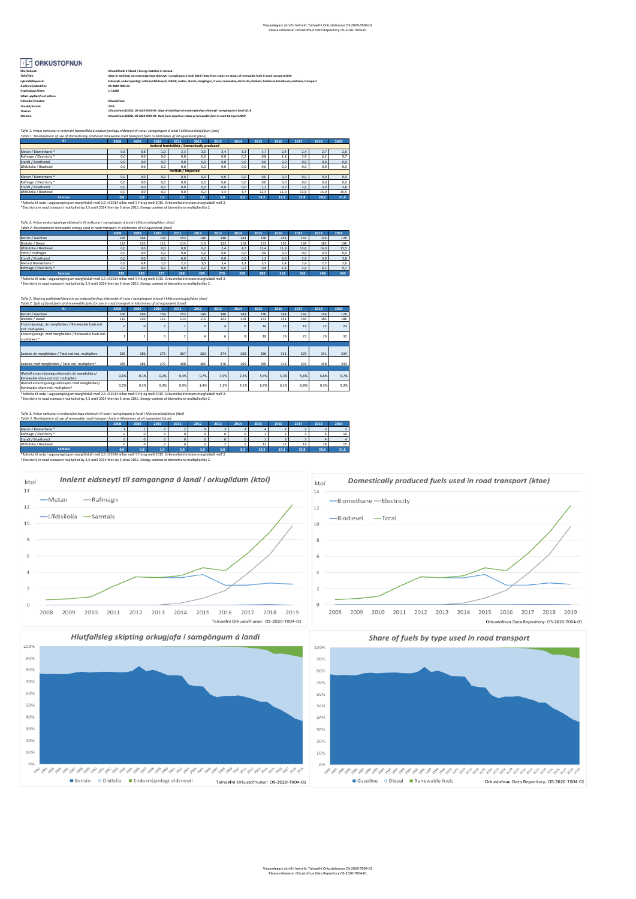Vinsamlegast vitnið í heimild: Talnaefni Orkustofnunar OS-2020-T004-01
Please reference: Orkustofnun Data Repository OS-2020-T004-01

# ORKUSTOFNUN

| | |
|---|---|
| **Efni/Subject:** | **Orkutölfræði á Íslandi / Energy statistics in Iceland** |
| **Titill/Title:** | **Gögn úr bakklingi um endurnýjanlegt eldsneyti í samgöngum á landi 2019 / Data from report on status of renewable fuels in road transport 2019** |
| **Lykilorð/Keyword:** | **Eldsneyti, endurnýjanlegt, raforka/Rafeldsneyti, lífdísill, metan, etanól, samgöngur / Fuels, renewable, electricity, biofuels, biodiesel, bioethanol, methane, transport** |
| **Auðkenni/Identifier:** | **OS-2020-T004-01** |
| **Útgáfudagur/Date:** | **1.7.2020** |
| **Síðast uppfært/Last edition** | |
| **Höfundur/Creator:** | **Orkustofnun** |
| **Tímabil/Period:** | **2019** |
| **Tilvísun:** | ***Orkustofnun (2020). OS-2020-T004-01: Gögn úr bakklingi um endurnýjanlegt eldsneyti í samgöngum á landi 2019*** |
| **Citation:** | ***Orkustofnun (2020). OS-2020-T004-01: Data from report on status of renewable fuels in road transport 2019*** |

*Tafla 1: Þróun notkunar á innlendri framleiðslu á endurnýjanlegu eldsneyti til nota í samgöngum á landi í kílótonnolíuígildum [ktoi]*
*Table 1: Development of use of domestically produced renewable road transport fuels in kilotonnes of oil equivalent [ktoe]*

| Ár | 2008 | 2009 | 2010 | 2011 | 2012 | 2013 | 2014 | 2015 | 2016 | 2017 | 2018 | 2019 |
|---|---|---|---|---|---|---|---|---|---|---|---|---|
| **Innlend framleiðsla / Domestically produced** | | | | | | | | | | | | |
| Metan / Biomethane * | 0,6 | 0,8 | 1,0 | 2,3 | 3,5 | 3,4 | 3,3 | 3,7 | 2,4 | 2,4 | 2,7 | 2,6 |
| Rafmagn / Electricity * | 0,0 | 0,0 | 0,0 | 0,0 | 0,0 | 0,0 | 0,2 | 0,8 | 1,8 | 3,9 | 6,2 | 9,7 |
| Etanól / Bioethanol | 0,0 | 0,0 | 0,0 | 0,0 | 0,0 | 0,0 | 0,0 | 0,0 | 0,0 | 0,0 | 0,0 | 0,0 |
| Lífdísilolía / Biodiesel | 0,0 | 0,0 | 0,0 | 0,0 | 0,0 | 0,0 | 0,0 | 0,0 | 0,0 | 0,0 | 0,0 | 0,0 |
| **Innflutt / Imported** | | | | | | | | | | | | |
| Metan / Biomethane * | 0,0 | 0,0 | 0,0 | 0,0 | 0,0 | 0,0 | 0,0 | 0,0 | 0,0 | 0,0 | 0,0 | 0,0 |
| Rafmagn / Electricity * | 0,0 | 0,0 | 0,0 | 0,0 | 0,0 | 0,0 | 0,0 | 0,0 | 0,0 | 0,0 | 0,0 | 0,0 |
| Etanól / Bioethanol | 0,0 | 0,0 | 0,0 | 0,0 | 0,0 | 0,0 | 0,0 | 1,2 | 3,0 | 2,9 | 3,9 | 3,8 |
| Lífdísilolía / Biodiesel | 0,0 | 0,0 | 0,0 | 0,0 | 0,2 | 2,4 | 4,7 | 12,4 | 11,9 | 13,6 | 15,9 | 15,5 |
| **Samtals** | **0,6** | **0,8** | **1,0** | **2,3** | **3,6** | **5,8** | **8,3** | **18,2** | **19,1** | **22,8** | **28,8** | **31,6** |

*Raforka til nota í vegasamgöngum margfölduð með 2,5 til 2014 síðan með 5 frá og með 2015. Orkuinnihald metans margfaldað með 2.
*Electricity in road transport multiplied by 2,5 until 2014 then by 5 since 2015. Energy content of biomethane multiplied by 2.

*Tafla 2: Þróun endurnýjanlegs eldsneytis til notkunar í samgöngum á landi í kílótonnolíuígildum [ktoi]*
*Table 2: Development renewable energy used in road transport in kilotonnes of oil equivalent [ktoe]*

| Ár | 2008 | 2009 | 2010 | 2011 | 2012 | 2013 | 2014 | 2015 | 2016 | 2017 | 2018 | 2019 |
|---|---|---|---|---|---|---|---|---|---|---|---|---|
| Bensín / Gasoline | 166 | 166 | 159 | 153 | 146 | 146 | 143 | 140 | 144 | 142 | 134 | 126 |
| Dísilolía / Diesel | 119 | 120 | 111 | 113 | 115 | 123 | 118 | 131 | 151 | 169 | 185 | 186 |
| Lífdísilolía / Biodiesel | 0,0 | 0,0 | 0,0 | 0,0 | 0,2 | 2,4 | 4,7 | 12,4 | 11,9 | 13,6 | 16,0 | 15,5 |
| Vetni / Hydrogen | 0,0 | 0,0 | 0,0 | 0,0 | 0,0 | 0,0 | 0,0 | 0,0 | 0,0 | 0,0 | 0,0 | 0,0 |
| Etanól / Bioethanol | 0,0 | 0,0 | 0,0 | 0,0 | 0,0 | 0,0 | 0,0 | 1,2 | 3,0 | 2,9 | 3,9 | 3,8 |
| Metan/ Biomethane * | 0,6 | 0,8 | 1,0 | 2,3 | 3,5 | 3,4 | 3,3 | 3,7 | 2,4 | 2,4 | 2,7 | 2,6 |
| Rafmagn / Electricity * | 0,0 | 0,0 | 0,0 | 0,0 | 0,0 | 0,0 | 0,2 | 0,8 | 1,8 | 3,9 | 6,2 | 9,7 |
| **Samtals** | **285** | **286** | **271** | **268** | **265** | **276** | **269** | **289** | **314** | **334** | **348** | **343** |

*Raforka til nota í vegasamgöngum margfölduð með 2,5 til 2014 síðan með 5 frá og með 2015. Orkuinnihald metans margfaldað með 2.
*Electricity in road transport multiplied by 2,5 until 2014 then by 5 since 2015. Energy content of biomethane multiplied by 2.

*Tafla 2: Skipting jarðefnaeldsneytis og endurnýjanlegs eldsneytis til nota í samgöngum á landi í kílótonnaolíuígildum [ktoi]*
*Table 2: Split of fossil fuels and renewable fuels for use in road transport in kilotonnes of oil equivalent [ktoe]*

| Ár | 2008 | 2009 | 2010 | 2011 | 2012 | 2013 | 2014 | 2015 | 2016 | 2017 | 2018 | 2019 |
|---|---|---|---|---|---|---|---|---|---|---|---|---|
| Bensín / Gasoline | 166 | 166 | 159 | 153 | 146 | 146 | 143 | 140 | 144 | 142 | 134 | 126 |
| Dísilolía / Diesel | 119 | 120 | 111 | 113 | 115 | 123 | 118 | 131 | 151 | 169 | 185 | 186 |
| Endurnýjanlegt, án margfaldara / Renewable fuels not incl. multipliers | 0 | 0 | 1 | 1 | 2 | 4 | 6 | 16 | 16 | 19 | 22 | 23 |
| Endurnýjanlegt, með margfaldara / Renewable fuels incl. multipliers * | 1 | 1 | 1 | 2 | 4 | 6 | 8 | 18 | 19 | 23 | 29 | 32 |
| | | | | | | | | | | | | |
| Samtals án margfaldara / Total not incl. multipliers | 285 | 286 | 271 | 267 | 263 | 274 | 268 | 286 | 311 | 329 | 341 | 334 |
| Samtals með margfaldara / Total incl. multipliers* | 285 | 286 | 271 | 268 | 265 | 276 | 269 | 289 | 314 | 334 | 348 | 343 |
| | | | | | | | | | | | | |
| Hlutfall endurnýjanlegs eldsneytis án margfaldara/ Renewable share not incl. multipliers | 0,1% | 0,1% | 0,2% | 0,4% | 0,7% | 1,5% | 2,4% | 5,5% | 5,3% | 5,6% | 6,6% | 6,7% |
| Hlutfall endurnýjanlegs eldsneytis með margfaldara/ Renewable share incl. multipliers* | 0,2% | 0,3% | 0,4% | 0,9% | 1,4% | 2,1% | 3,1% | 6,3% | 6,1% | 6,8% | 8,3% | 9,2% |

*Raforka til nota í vegasamgöngum margfölduð með 2,5 til 2014 síðan með 5 frá og með 2015. Orkuinnihald metans margfaldað með 2.
*Electricity in road transport multiplied by 2,5 until 2014 then by 5 since 2015. Energy content of biomethane multiplied by 2.

*Tafla 3: Þróun notkunar á endurnýjanlegu eldsneyti til nota í samgöngum á landi í kílótonnolíuígildum [ktoi]*
*Table 3: Development of use of renewable road transport fuels in kilotonnes of oil equivalent [ktoe]*

| | 2008 | 2009 | 2010 | 2011 | 2012 | 2013 | 2014 | 2015 | 2016 | 2017 | 2018 | 2019 |
|---|---|---|---|---|---|---|---|---|---|---|---|---|
| Metan / Biomethane * | 1 | 1 | 1 | 2 | 3 | 3 | 3 | 4 | 2 | 2 | 3 | 3 |
| Rafmagn / Electricity * | 0 | 0 | 0 | 0 | 0 | 0 | 0 | 1 | 2 | 4 | 6 | 10 |
| Etanól / Bioethanol | 0 | 0 | 0 | 0 | 0 | 0 | 0 | 1 | 3 | 3 | 4 | 4 |
| Lífdísilolía / Biodiesel | 0 | 0 | 0 | 0 | 0 | 2 | 5 | 12 | 12 | 14 | 16 | 15 |
| **Samtals** | **0,6** | **0,8** | **1,0** | **2,3** | **3,6** | **5,8** | **8,3** | **18,2** | **19,1** | **22,8** | **28,8** | **31,6** |

*Raforka til nota í vegasamgöngum margfölduð með 2,5 til 2014 síðan með 5 frá og með 2015. Orkuinnihald metans margfaldað með 2.
*Electricity in road transport multiplied by 2,5 until 2014 then by 5 since 2015. Energy content of biomethane multiplied by 2.

**Innlent eldsneyti til samgangna á landi í orkugildum (ktoí)**

Talnaefni Orkustofnunar: OS-2020-T004-01

**Domestically produced fuels used in road transport (ktoe)**

Orkustofnun Data Repository: OS-2020-T004-01

**Hlutfallsleg skipting orkugjafa í samgöngum á landi**

Talnaefni Orkustofnunar: OS-2020-T004-01

**Share of fuels by type used in road transport**

Orkustofnun Data Repository: OS-2020-T004-01

Vinsamlegast vitnið í heimild: Talnaefni Orkustofnunar OS-2020-T004-01
Please reference: Orkustofnun Data Repository OS-2020-T004-01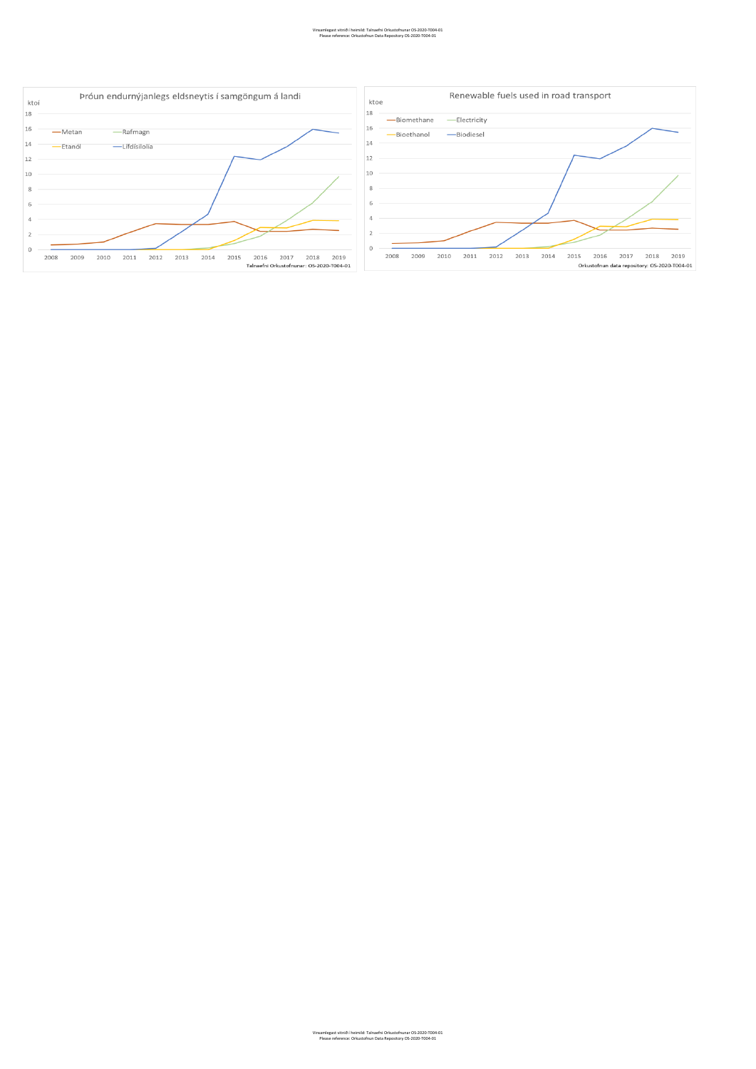Vinsamlegast vitnið í heimild: Talnaefni Orkustofnunar OS-2020-T004-01
Please reference: Orkustofnun Data Repository OS-2020-T004-01

Þróun endurnýjanlegs eldsneytis í samgöngum á landi

ktoi

18
16
14
12
10
8
6
4
2
0

Metan
Rafmagn
Etanól
Lífdísilolía

2008 2009 2010 2011 2012 2013 2014 2015 2016 2017 2018 2019

Talnaefni Orkustofnunar: OS-2020-T004-01

Renewable fuels used in road transport

ktoe

18
16
14
12
10
8
6
4
2
0

Biomethane
Electricity
Bioethanol
Biodiesel

2008 2009 2010 2011 2012 2013 2014 2015 2016 2017 2018 2019

Orkustofnun data repository: OS-2020-T004-01